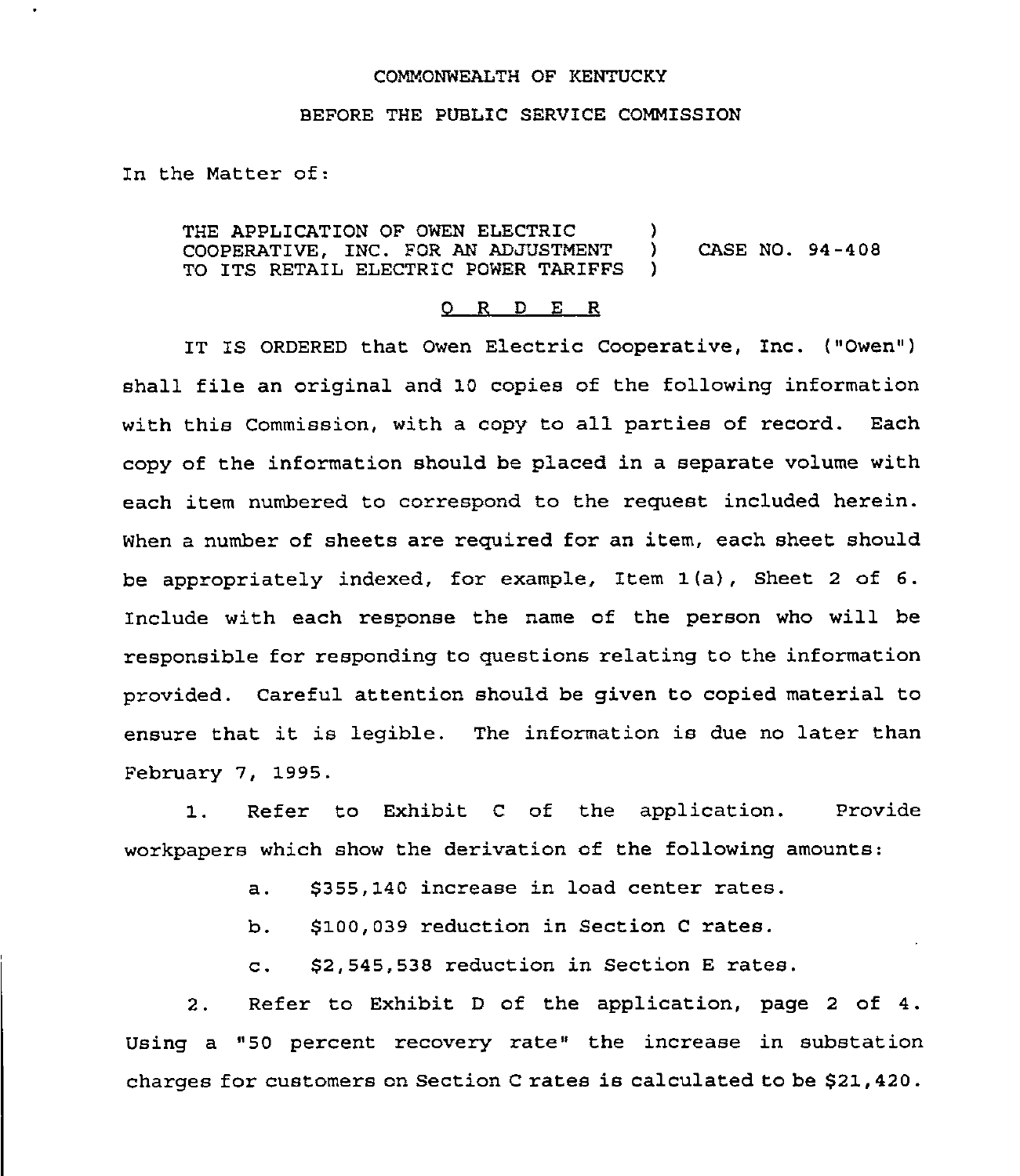COMMONWEALTH OF KENTUCKY

BEFORE THE PUBLIC SERVICE COMMISSION

In the Matter of:

THE APPLICATION OF OWEN ELECTRIC COOPERATIVE, INC. FOR AN ADJUSTMENT TO ITS RETAIL ELECTRIC POWER TARIFFS ) CASE NO. 94-408

O R D E R

IT IS ORDERED that Owen Electric Cooperative, Inc. ("Owen") shall file an original and 10 copies of the following information with this Commission, with a copy to all parties of record. Each copy of the information should be placed in a separate volume with each item numbered to correspond to the request included herein. When a number of sheets are required for an item, each sheet should be appropriately indexed, for example, Item 1(a), Sheet 2 of 6. Include with each response the name of the person who will be responsible for responding to questions relating to the information provided. Careful attention should be given to copied material to ensure that it is legible. The information is due no later than February 7, 1995.

1. Refer to Exhibit C of the application. Provide workpapers which show the derivation of the following amounts:

   a. $355,140 increase in load center rates.

   b. $100,039 reduction in Section C rates.

   c. $2,545,538 reduction in Section E rates.

2. Refer to Exhibit D of the application, page 2 of 4. Using a "50 percent recovery rate" the increase in substation charges for customers on Section C rates is calculated to be $21,420.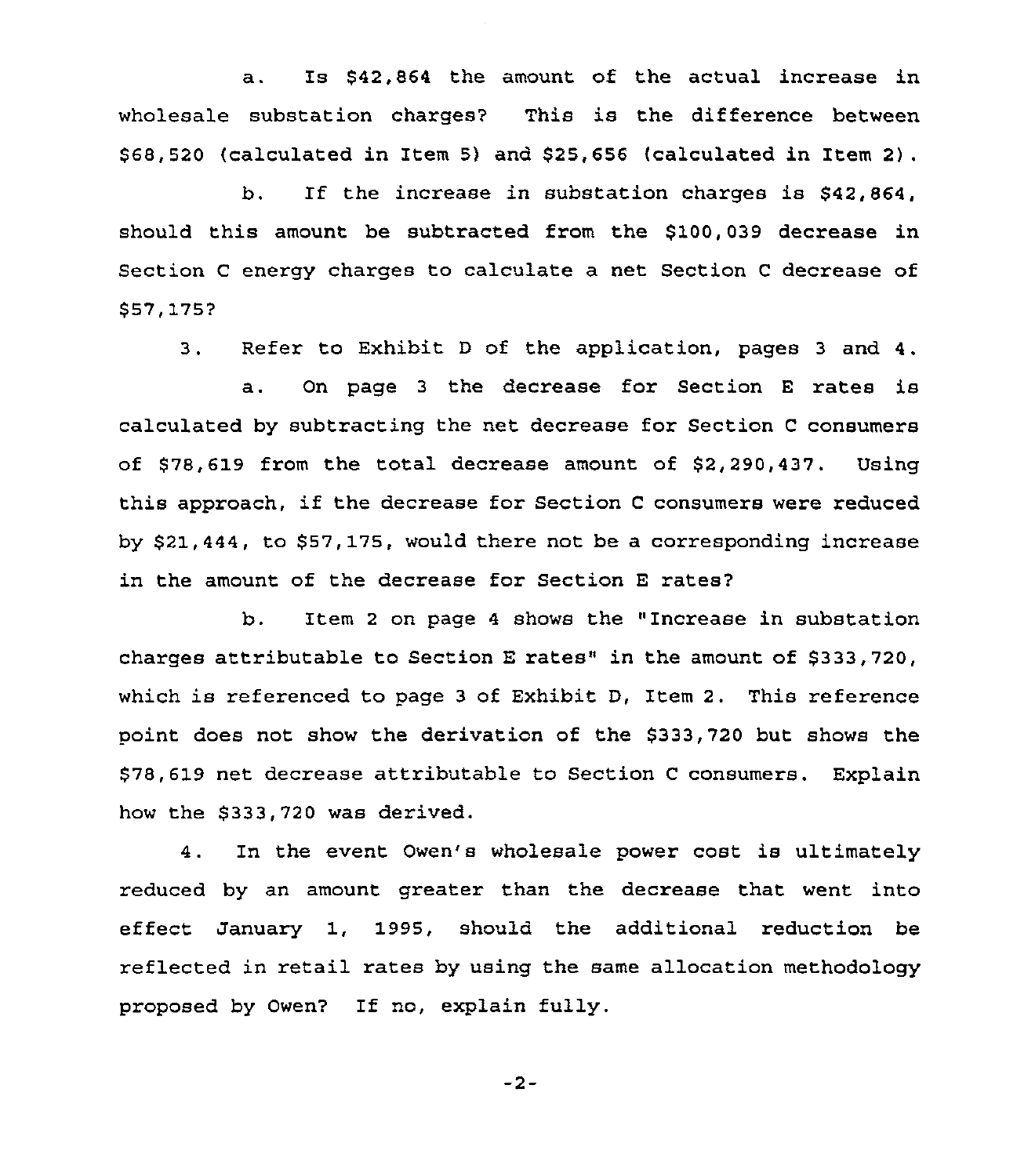a. Is $42,864 the amount of the actual increase in wholesale substation charges? This is the difference between $68,520 (calculated in Item 5) and $25,656 (calculated in Item 2).

b. If the increase in substation charges is $42,864, should this amount be subtracted from the $100,039 decrease in Section C energy charges to calculate a net Section C decrease of $57,175?

3. Refer to Exhibit D of the application, pages 3 and 4.

a. On page 3 the decrease for Section E rates is calculated by subtracting the net decrease for Section C consumers of $78,619 from the total decrease amount of $2,290,437. Using this approach, if the decrease for Section C consumers were reduced by $21,444, to $57,175, would there not be a corresponding increase in the amount of the decrease for Section E rates?

b. Item 2 on page 4 shows the "Increase in substation charges attributable to Section E rates" in the amount of $333,720, which is referenced to page 3 of Exhibit D, Item 2. This reference point does not show the derivation of the $333,720 but shows the $78,619 net decrease attributable to Section C consumers. Explain how the $333,720 was derived.

4. In the event Owen's wholesale power cost is ultimately reduced by an amount greater than the decrease that went into effect January 1, 1995, should the additional reduction be reflected in retail rates by using the same allocation methodology proposed by Owen? If no, explain fully.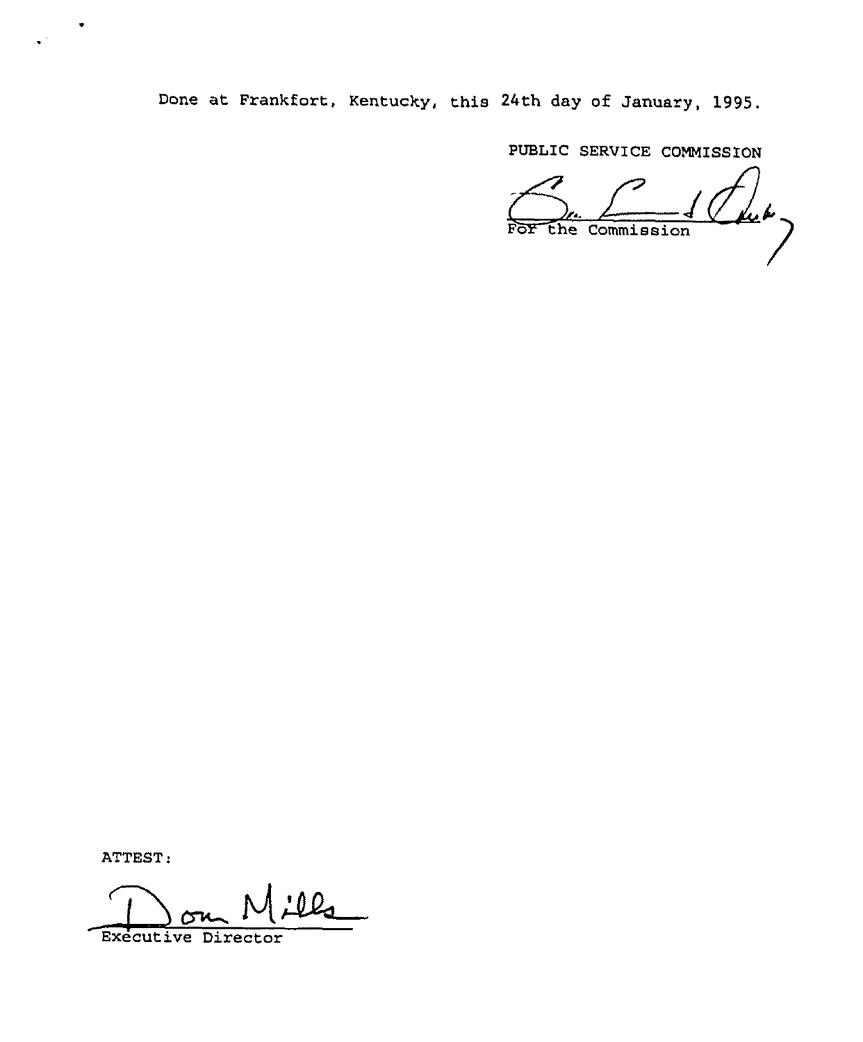Done at Frankfort, Kentucky, this 24th day of January, 1995.

PUBLIC SERVICE COMMISSION

For the Commission

ATTEST:

Executive Director